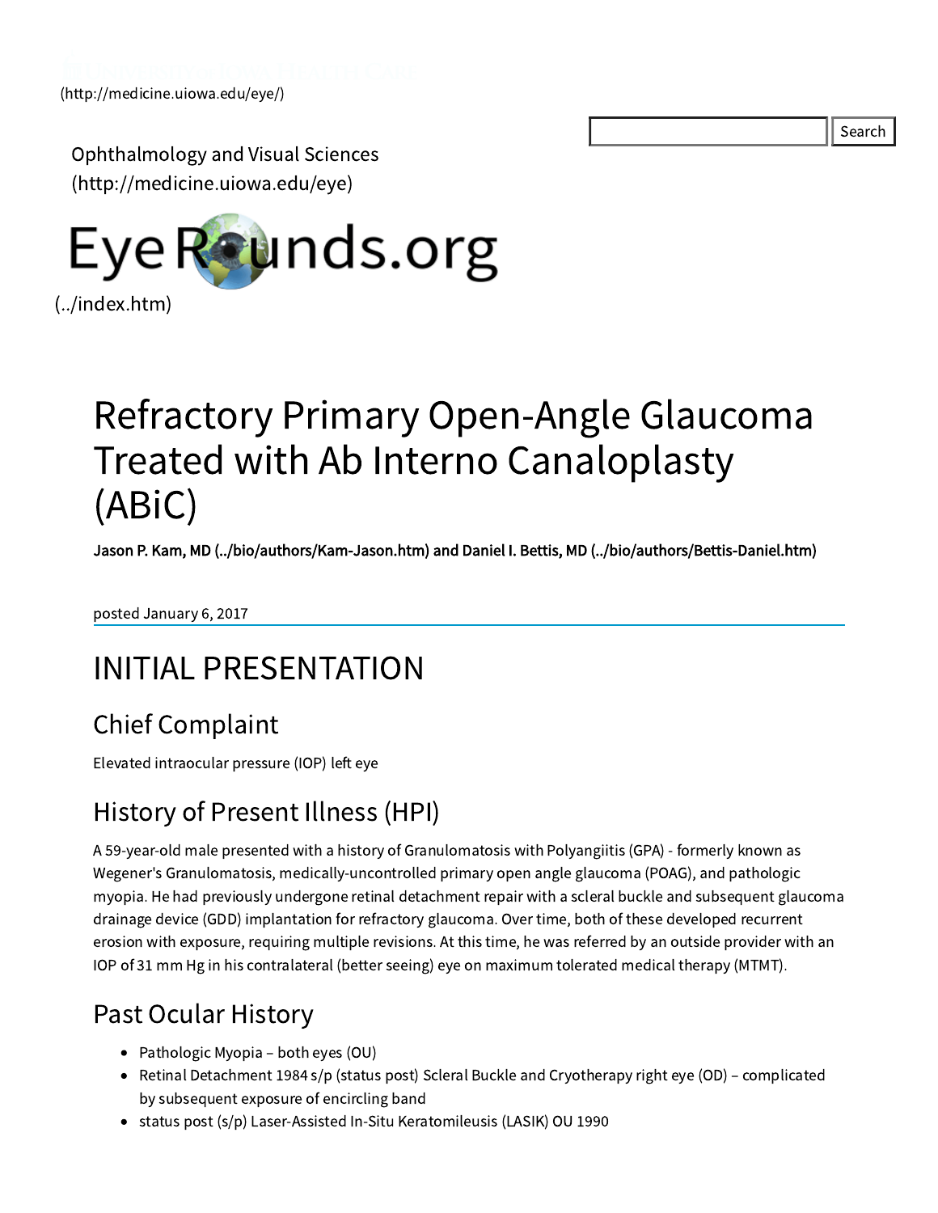(http://medicine.uiowa.edu/eye/)

Ophthalmology and Visual Sciences (http://medicine.uiowa.edu/eye)

EyeRounds.org (../index.htm)

# Refractory Primary Open-Angle Glaucoma Treated with Ab Interno Canaloplasty (ABiC)

**Jason P. Kam, MD (../bio/authors/Kam-Jason.htm) and Daniel I. Bettis, MD (../bio/authors/Bettis-Daniel.htm)**

posted January 6, 2017

## INITIAL PRESENTATION

### Chief Complaint

Elevated intraocular pressure (IOP) left eye

### History of Present Illness (HPI)

A 59-year-old male presented with a history of Granulomatosis with Polyangiitis (GPA) - formerly known as Wegener's Granulomatosis, medically-uncontrolled primary open angle glaucoma (POAG), and pathologic myopia. He had previously undergone retinal detachment repair with a scleral buckle and subsequent glaucoma drainage device (GDD) implantation for refractory glaucoma. Over time, both of these developed recurrent erosion with exposure, requiring multiple revisions. At this time, he was referred by an outside provider with an IOP of 31 mm Hg in his contralateral (better seeing) eye on maximum tolerated medical therapy (MTMT).

### Past Ocular History

- Pathologic Myopia – both eyes (OU)
- Retinal Detachment 1984 s/p (status post) Scleral Buckle and Cryotherapy right eye (OD) – complicated by subsequent exposure of encircling band
- status post (s/p) Laser-Assisted In-Situ Keratomileusis (LASIK) OU 1990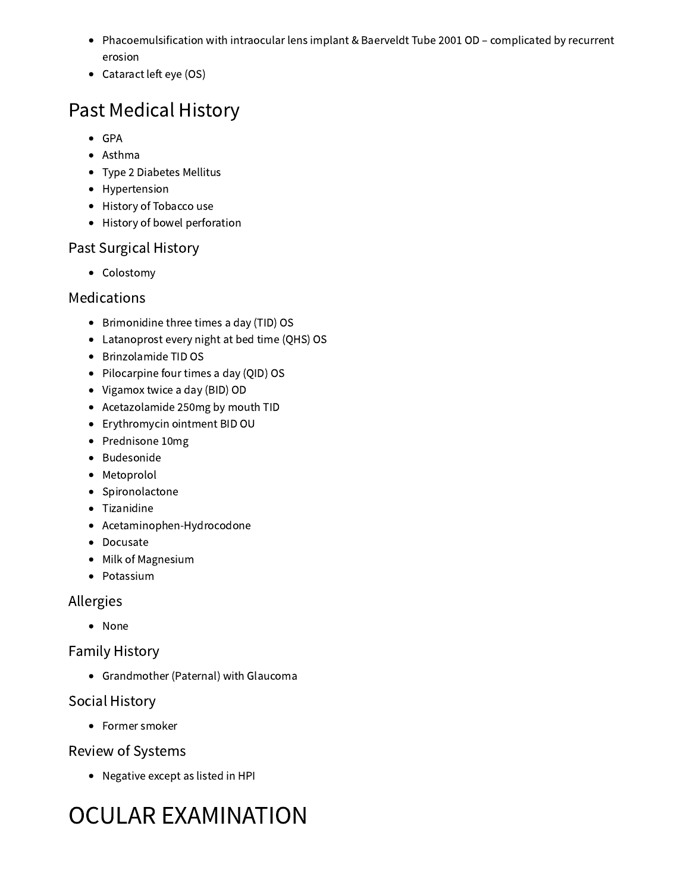- Phacoemulsification with intraocular lens implant & Baerveldt Tube 2001 OD – complicated by recurrent erosion
- Cataract left eye (OS)

## Past Medical History

- GPA
- Asthma
- Type 2 Diabetes Mellitus
- Hypertension
- History of Tobacco use
- History of bowel perforation

### Past Surgical History

- Colostomy

### Medications

- Brimonidine three times a day (TID) OS
- Latanoprost every night at bed time (QHS) OS
- Brinzolamide TID OS
- Pilocarpine four times a day (QID) OS
- Vigamox twice a day (BID) OD
- Acetazolamide 250mg by mouth TID
- Erythromycin ointment BID OU
- Prednisone 10mg
- Budesonide
- Metoprolol
- Spironolactone
- Tizanidine
- Acetaminophen-Hydrocodone
- Docusate
- Milk of Magnesium
- Potassium

### Allergies

- None

### Family History

- Grandmother (Paternal) with Glaucoma

### Social History

- Former smoker

### Review of Systems

- Negative except as listed in HPI

# OCULAR EXAMINATION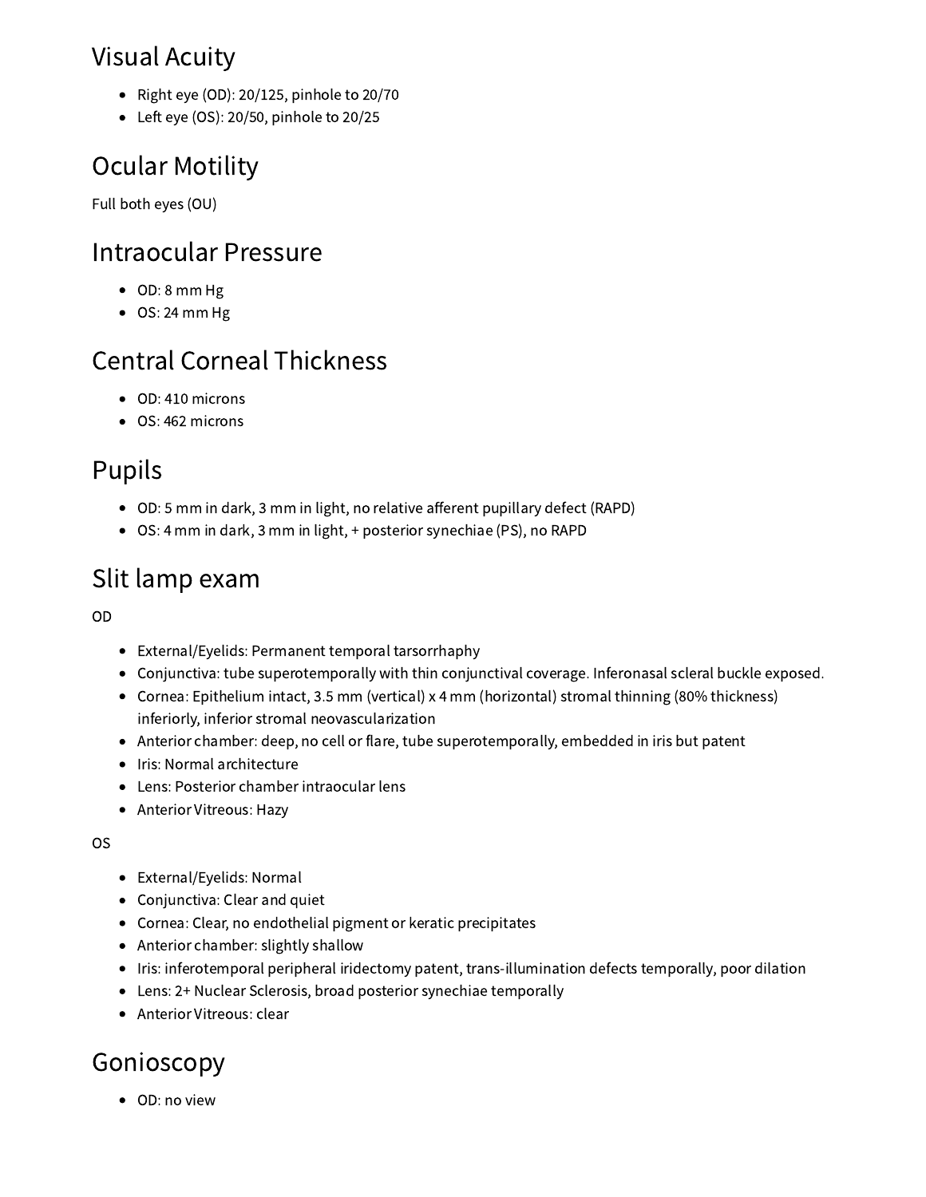## Visual Acuity

- Right eye (OD): 20/125, pinhole to 20/70
- Left eye (OS): 20/50, pinhole to 20/25

## Ocular Motility

Full both eyes (OU)

## Intraocular Pressure

- OD: 8 mm Hg
- OS: 24 mm Hg

## Central Corneal Thickness

- OD: 410 microns
- OS: 462 microns

## Pupils

- OD: 5 mm in dark, 3 mm in light, no relative afferent pupillary defect (RAPD)
- OS: 4 mm in dark, 3 mm in light, + posterior synechiae (PS), no RAPD

## Slit lamp exam

OD

- External/Eyelids: Permanent temporal tarsorrhaphy
- Conjunctiva: tube superotemporally with thin conjunctival coverage. Inferonasal scleral buckle exposed.
- Cornea: Epithelium intact, 3.5 mm (vertical) x 4 mm (horizontal) stromal thinning (80% thickness) inferiorly, inferior stromal neovascularization
- Anterior chamber: deep, no cell or flare, tube superotemporally, embedded in iris but patent
- Iris: Normal architecture
- Lens: Posterior chamber intraocular lens
- Anterior Vitreous: Hazy

OS

- External/Eyelids: Normal
- Conjunctiva: Clear and quiet
- Cornea: Clear, no endothelial pigment or keratic precipitates
- Anterior chamber: slightly shallow
- Iris: inferotemporal peripheral iridectomy patent, trans-illumination defects temporally, poor dilation
- Lens: 2+ Nuclear Sclerosis, broad posterior synechiae temporally
- Anterior Vitreous: clear

## Gonioscopy

- OD: no view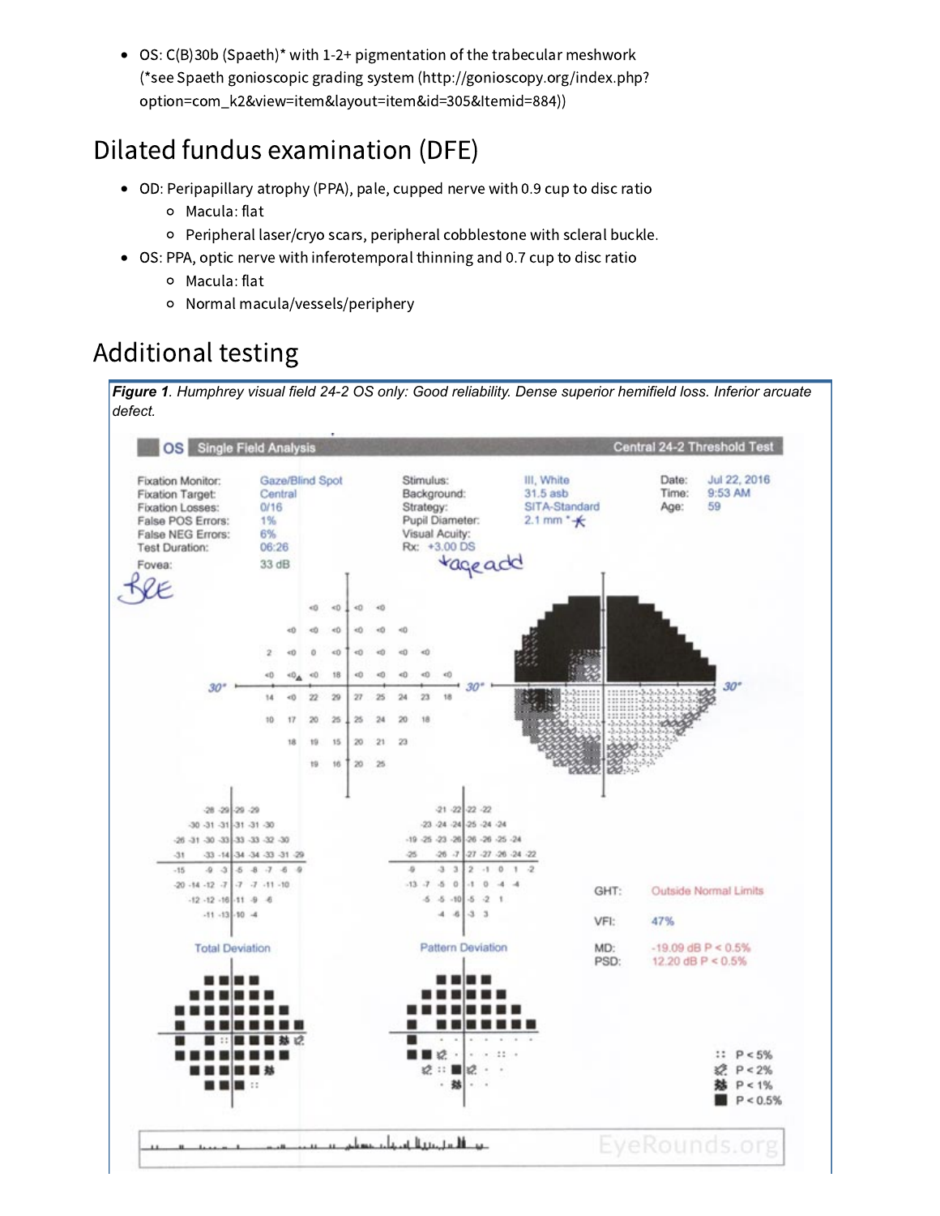- OS: C(B)30b (Spaeth)* with 1-2+ pigmentation of the trabecular meshwork (*see Spaeth gonioscopic grading system (http://gonioscopy.org/index.php?option=com_k2&view=item&layout=item&id=305&Itemid=884))

# Dilated fundus examination (DFE)

- OD: Peripapillary atrophy (PPA), pale, cupped nerve with 0.9 cup to disc ratio
  - Macula: flat
  - Peripheral laser/cryo scars, peripheral cobblestone with scleral buckle.
- OS: PPA, optic nerve with inferotemporal thinning and 0.7 cup to disc ratio
  - Macula: flat
  - Normal macula/vessels/periphery

# Additional testing

***Figure 1**. Humphrey visual field 24-2 OS only: Good reliability. Dense superior hemifield loss. Inferior arcuate defect.*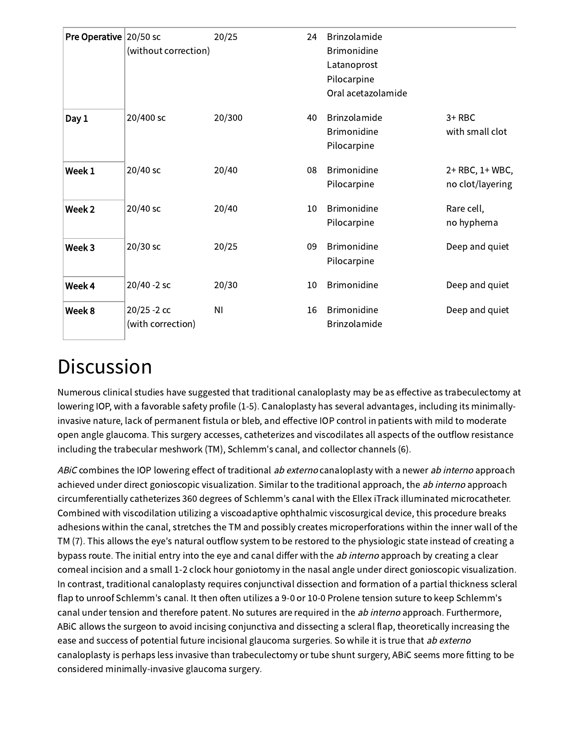| | | | | | |
|---|---|---|---|---|---|
| **Pre Operative** | 20/50 sc (without correction) | 20/25 | 24 | Brinzolamide Brimonidine Latanoprost Pilocarpine Oral acetazolamide | |
| **Day 1** | 20/400 sc | 20/300 | 40 | Brinzolamide Brimonidine Pilocarpine | 3+ RBC with small clot |
| **Week 1** | 20/40 sc | 20/40 | 08 | Brimonidine Pilocarpine | 2+ RBC, 1+ WBC, no clot/layering |
| **Week 2** | 20/40 sc | 20/40 | 10 | Brimonidine Pilocarpine | Rare cell, no hyphema |
| **Week 3** | 20/30 sc | 20/25 | 09 | Brimonidine Pilocarpine | Deep and quiet |
| **Week 4** | 20/40 -2 sc | 20/30 | 10 | Brimonidine | Deep and quiet |
| **Week 8** | 20/25 -2 cc (with correction) | NI | 16 | Brimonidine Brinzolamide | Deep and quiet |

# Discussion

Numerous clinical studies have suggested that traditional canaloplasty may be as effective as trabeculectomy at lowering IOP, with a favorable safety profile (1-5). Canaloplasty has several advantages, including its minimally-invasive nature, lack of permanent fistula or bleb, and effective IOP control in patients with mild to moderate open angle glaucoma. This surgery accesses, catheterizes and viscodilates all aspects of the outflow resistance including the trabecular meshwork (TM), Schlemm's canal, and collector channels (6).

*ABiC* combines the IOP lowering effect of traditional *ab externo* canaloplasty with a newer *ab interno* approach achieved under direct gonioscopic visualization. Similar to the traditional approach, the *ab interno* approach circumferentially catheterizes 360 degrees of Schlemm's canal with the Ellex iTrack illuminated microcatheter. Combined with viscodilation utilizing a viscoadaptive ophthalmic viscosurgical device, this procedure breaks adhesions within the canal, stretches the TM and possibly creates microperforations within the inner wall of the TM (7). This allows the eye's natural outflow system to be restored to the physiologic state instead of creating a bypass route. The initial entry into the eye and canal differ with the *ab interno* approach by creating a clear corneal incision and a small 1-2 clock hour goniotomy in the nasal angle under direct gonioscopic visualization. In contrast, traditional canaloplasty requires conjunctival dissection and formation of a partial thickness scleral flap to unroof Schlemm's canal. It then often utilizes a 9-0 or 10-0 Prolene tension suture to keep Schlemm's canal under tension and therefore patent. No sutures are required in the *ab interno* approach. Furthermore, ABiC allows the surgeon to avoid incising conjunctiva and dissecting a scleral flap, theoretically increasing the ease and success of potential future incisional glaucoma surgeries. So while it is true that *ab externo* canaloplasty is perhaps less invasive than trabeculectomy or tube shunt surgery, ABiC seems more fitting to be considered minimally-invasive glaucoma surgery.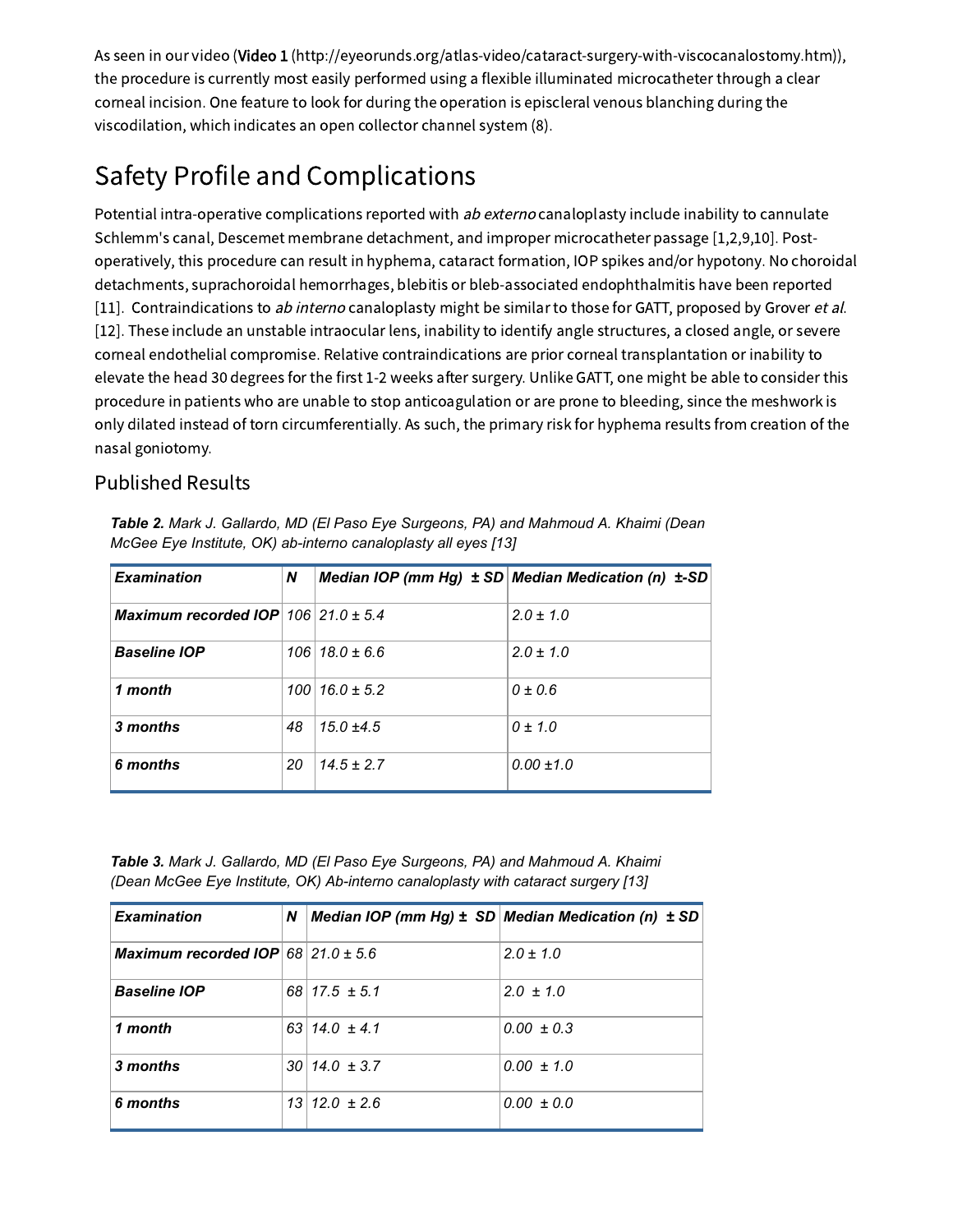As seen in our video (**Video 1** (http://eyeorunds.org/atlas-video/cataract-surgery-with-viscocanalostomy.htm)), the procedure is currently most easily performed using a flexible illuminated microcatheter through a clear corneal incision. One feature to look for during the operation is episcleral venous blanching during the viscodilation, which indicates an open collector channel system (8).

## Safety Profile and Complications

Potential intra-operative complications reported with *ab externo* canaloplasty include inability to cannulate Schlemm's canal, Descemet membrane detachment, and improper microcatheter passage [1,2,9,10]. Post-operatively, this procedure can result in hyphema, cataract formation, IOP spikes and/or hypotony. No choroidal detachments, suprachoroidal hemorrhages, blebitis or bleb-associated endophthalmitis have been reported [11]. Contraindications to *ab interno* canaloplasty might be similar to those for GATT, proposed by Grover *et al*. [12]. These include an unstable intraocular lens, inability to identify angle structures, a closed angle, or severe corneal endothelial compromise. Relative contraindications are prior corneal transplantation or inability to elevate the head 30 degrees for the first 1-2 weeks after surgery. Unlike GATT, one might be able to consider this procedure in patients who are unable to stop anticoagulation or are prone to bleeding, since the meshwork is only dilated instead of torn circumferentially. As such, the primary risk for hyphema results from creation of the nasal goniotomy.

### Published Results

***Table 2.*** *Mark J. Gallardo, MD (El Paso Eye Surgeons, PA) and Mahmoud A. Khaimi (Dean McGee Eye Institute, OK) ab-interno canaloplasty all eyes [13]*

| ***Examination*** | ***N*** | ***Median IOP (mm Hg) ± SD*** | ***Median Medication (n) ±-SD*** |
|---|---|---|---|
| ***Maximum recorded IOP*** | *106* | *21.0 ± 5.4* | *2.0 ± 1.0* |
| ***Baseline IOP*** | *106* | *18.0 ± 6.6* | *2.0 ± 1.0* |
| ***1 month*** | *100* | *16.0 ± 5.2* | *0 ± 0.6* |
| ***3 months*** | *48* | *15.0 ±4.5* | *0 ± 1.0* |
| ***6 months*** | *20* | *14.5 ± 2.7* | *0.00 ±1.0* |

***Table 3.*** *Mark J. Gallardo, MD (El Paso Eye Surgeons, PA) and Mahmoud A. Khaimi (Dean McGee Eye Institute, OK) Ab-interno canaloplasty with cataract surgery [13]*

| ***Examination*** | ***N*** | ***Median IOP (mm Hg) ± SD*** | ***Median Medication (n) ± SD*** |
|---|---|---|---|
| ***Maximum recorded IOP*** | *68* | *21.0 ± 5.6* | *2.0 ± 1.0* |
| ***Baseline IOP*** | *68* | *17.5 ± 5.1* | *2.0 ± 1.0* |
| ***1 month*** | *63* | *14.0 ± 4.1* | *0.00 ± 0.3* |
| ***3 months*** | *30* | *14.0 ± 3.7* | *0.00 ± 1.0* |
| ***6 months*** | *13* | *12.0 ± 2.6* | *0.00 ± 0.0* |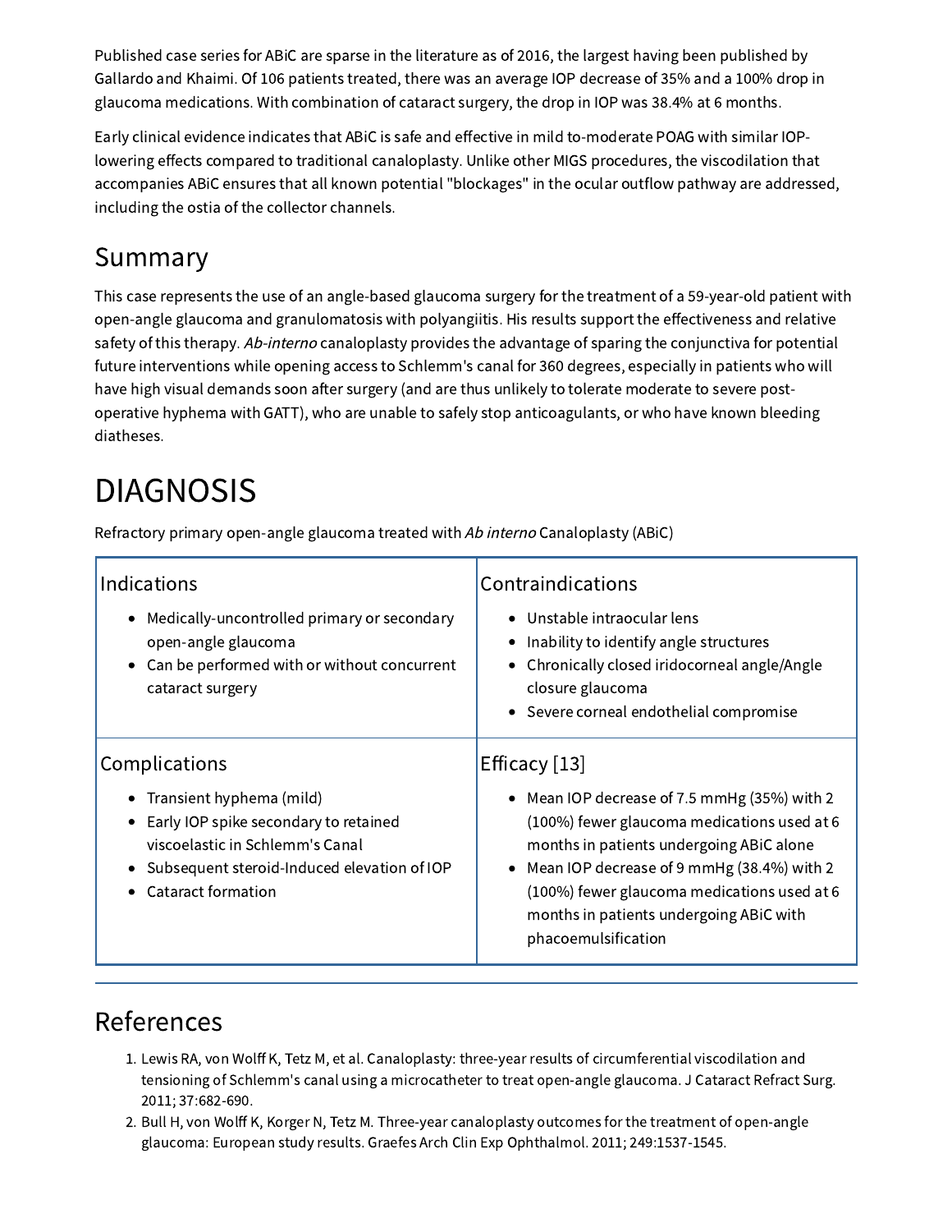Published case series for ABiC are sparse in the literature as of 2016, the largest having been published by Gallardo and Khaimi. Of 106 patients treated, there was an average IOP decrease of 35% and a 100% drop in glaucoma medications. With combination of cataract surgery, the drop in IOP was 38.4% at 6 months.

Early clinical evidence indicates that ABiC is safe and effective in mild to-moderate POAG with similar IOP-lowering effects compared to traditional canaloplasty. Unlike other MIGS procedures, the viscodilation that accompanies ABiC ensures that all known potential "blockages" in the ocular outflow pathway are addressed, including the ostia of the collector channels.

## Summary

This case represents the use of an angle-based glaucoma surgery for the treatment of a 59-year-old patient with open-angle glaucoma and granulomatosis with polyangiitis. His results support the effectiveness and relative safety of this therapy. *Ab-interno* canaloplasty provides the advantage of sparing the conjunctiva for potential future interventions while opening access to Schlemm's canal for 360 degrees, especially in patients who will have high visual demands soon after surgery (and are thus unlikely to tolerate moderate to severe post-operative hyphema with GATT), who are unable to safely stop anticoagulants, or who have known bleeding diatheses.

# DIAGNOSIS

Refractory primary open-angle glaucoma treated with *Ab interno* Canaloplasty (ABiC)

| Indications | Contraindications |
| --- | --- |
| • Medically-uncontrolled primary or secondary open-angle glaucoma<br>• Can be performed with or without concurrent cataract surgery | • Unstable intraocular lens<br>• Inability to identify angle structures<br>• Chronically closed iridocorneal angle/Angle closure glaucoma<br>• Severe corneal endothelial compromise |
| **Complications** | **Efficacy [13]** |
| • Transient hyphema (mild)<br>• Early IOP spike secondary to retained viscoelastic in Schlemm's Canal<br>• Subsequent steroid-Induced elevation of IOP<br>• Cataract formation | • Mean IOP decrease of 7.5 mmHg (35%) with 2 (100%) fewer glaucoma medications used at 6 months in patients undergoing ABiC alone<br>• Mean IOP decrease of 9 mmHg (38.4%) with 2 (100%) fewer glaucoma medications used at 6 months in patients undergoing ABiC with phacoemulsification |

## References

1. Lewis RA, von Wolff K, Tetz M, et al. Canaloplasty: three-year results of circumferential viscodilation and tensioning of Schlemm's canal using a microcatheter to treat open-angle glaucoma. J Cataract Refract Surg. 2011; 37:682-690.
2. Bull H, von Wolff K, Korger N, Tetz M. Three-year canaloplasty outcomes for the treatment of open-angle glaucoma: European study results. Graefes Arch Clin Exp Ophthalmol. 2011; 249:1537-1545.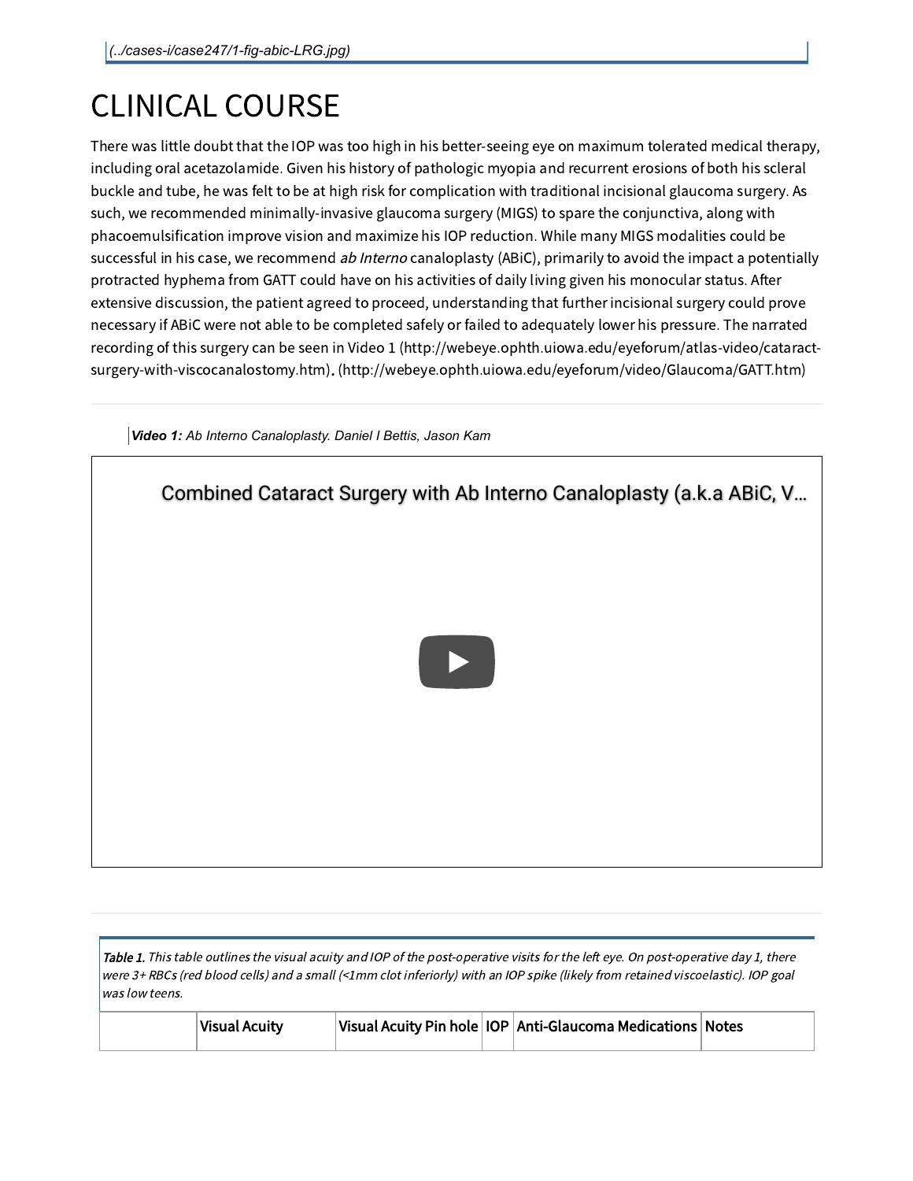(../cases-i/case247/1-fig-abic-LRG.jpg)

# CLINICAL COURSE

There was little doubt that the IOP was too high in his better-seeing eye on maximum tolerated medical therapy, including oral acetazolamide. Given his history of pathologic myopia and recurrent erosions of both his scleral buckle and tube, he was felt to be at high risk for complication with traditional incisional glaucoma surgery. As such, we recommended minimally-invasive glaucoma surgery (MIGS) to spare the conjunctiva, along with phacoemulsification improve vision and maximize his IOP reduction. While many MIGS modalities could be successful in his case, we recommend *ab Interno* canaloplasty (ABiC), primarily to avoid the impact a potentially protracted hyphema from GATT could have on his activities of daily living given his monocular status. After extensive discussion, the patient agreed to proceed, understanding that further incisional surgery could prove necessary if ABiC were not able to be completed safely or failed to adequately lower his pressure. The narrated recording of this surgery can be seen in Video 1 (http://webeye.ophth.uiowa.edu/eyeforum/atlas-video/cataract-surgery-with-viscocanalostomy.htm). (http://webeye.ophth.uiowa.edu/eyeforum/video/Glaucoma/GATT.htm)

***Video 1:*** *Ab Interno Canaloplasty. Daniel I Bettis, Jason Kam*

Combined Cataract Surgery with Ab Interno Canaloplasty (a.k.a ABiC, V...

***Table 1.*** *This table outlines the visual acuity and IOP of the post-operative visits for the left eye. On post-operative day 1, there were 3+ RBCs (red blood cells) and a small (<1mm clot inferiorly) with an IOP spike (likely from retained viscoelastic). IOP goal was low teens.*

| | Visual Acuity | Visual Acuity Pin hole | IOP | Anti-Glaucoma Medications | Notes |
|---|---|---|---|---|---|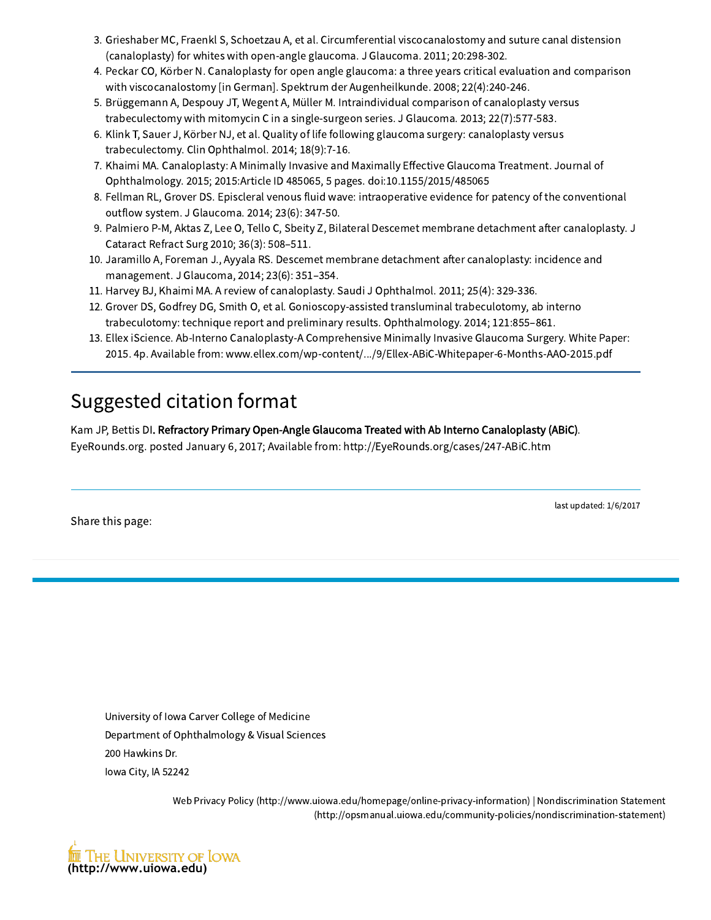3. Grieshaber MC, Fraenkl S, Schoetzau A, et al. Circumferential viscocanalostomy and suture canal distension (canaloplasty) for whites with open-angle glaucoma. J Glaucoma. 2011; 20:298-302.
4. Peckar CO, Körber N. Canaloplasty for open angle glaucoma: a three years critical evaluation and comparison with viscocanalostomy [in German]. Spektrum der Augenheilkunde. 2008; 22(4):240-246.
5. Brüggemann A, Despouy JT, Wegent A, Müller M. Intraindividual comparison of canaloplasty versus trabeculectomy with mitomycin C in a single-surgeon series. J Glaucoma. 2013; 22(7):577-583.
6. Klink T, Sauer J, Körber NJ, et al. Quality of life following glaucoma surgery: canaloplasty versus trabeculectomy. Clin Ophthalmol. 2014; 18(9):7-16.
7. Khaimi MA. Canaloplasty: A Minimally Invasive and Maximally Effective Glaucoma Treatment. Journal of Ophthalmology. 2015; 2015:Article ID 485065, 5 pages. doi:10.1155/2015/485065
8. Fellman RL, Grover DS. Episcleral venous fluid wave: intraoperative evidence for patency of the conventional outflow system. J Glaucoma. 2014; 23(6): 347-50.
9. Palmiero P-M, Aktas Z, Lee O, Tello C, Sbeity Z, Bilateral Descemet membrane detachment after canaloplasty. J Cataract Refract Surg 2010; 36(3): 508–511.
10. Jaramillo A, Foreman J., Ayyala RS. Descemet membrane detachment after canaloplasty: incidence and management. J Glaucoma, 2014; 23(6): 351–354.
11. Harvey BJ, Khaimi MA. A review of canaloplasty. Saudi J Ophthalmol. 2011; 25(4): 329-336.
12. Grover DS, Godfrey DG, Smith O, et al. Gonioscopy-assisted transluminal trabeculotomy, ab interno trabeculotomy: technique report and preliminary results. Ophthalmology. 2014; 121:855–861.
13. Ellex iScience. Ab-Interno Canaloplasty-A Comprehensive Minimally Invasive Glaucoma Surgery. White Paper: 2015. 4p. Available from: www.ellex.com/wp-content/.../9/Ellex-ABiC-Whitepaper-6-Months-AAO-2015.pdf

## Suggested citation format

Kam JP, Bettis DI. **Refractory Primary Open-Angle Glaucoma Treated with Ab Interno Canaloplasty (ABiC)**. EyeRounds.org. posted January 6, 2017; Available from: http://EyeRounds.org/cases/247-ABiC.htm

last updated: 1/6/2017

Share this page:

University of Iowa Carver College of Medicine
Department of Ophthalmology & Visual Sciences
200 Hawkins Dr.
Iowa City, IA 52242

Web Privacy Policy (http://www.uiowa.edu/homepage/online-privacy-information) | Nondiscrimination Statement (http://opsmanual.uiowa.edu/community-policies/nondiscrimination-statement)

The University of Iowa
(http://www.uiowa.edu)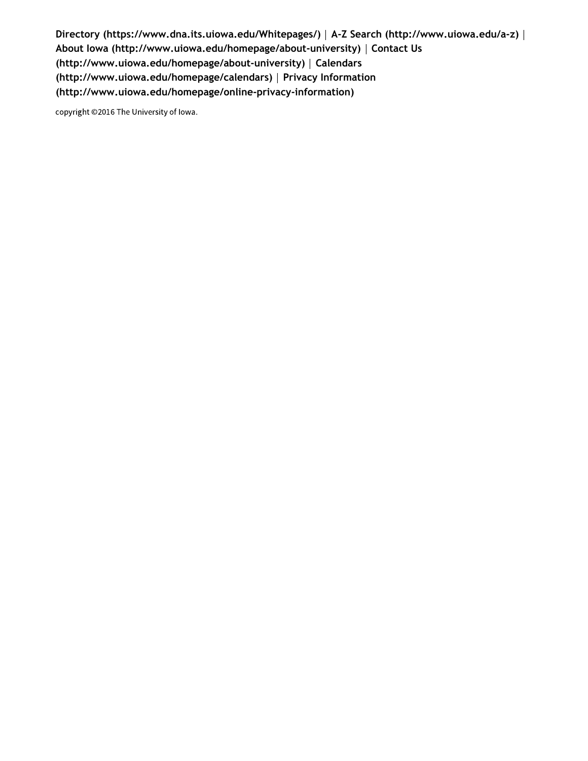**Directory (https://www.dna.its.uiowa.edu/Whitepages/)** | **A-Z Search (http://www.uiowa.edu/a-z)** | **About Iowa (http://www.uiowa.edu/homepage/about-university)** | **Contact Us (http://www.uiowa.edu/homepage/about-university)** | **Calendars (http://www.uiowa.edu/homepage/calendars)** | **Privacy Information (http://www.uiowa.edu/homepage/online-privacy-information)**

copyright ©2016 The University of Iowa.